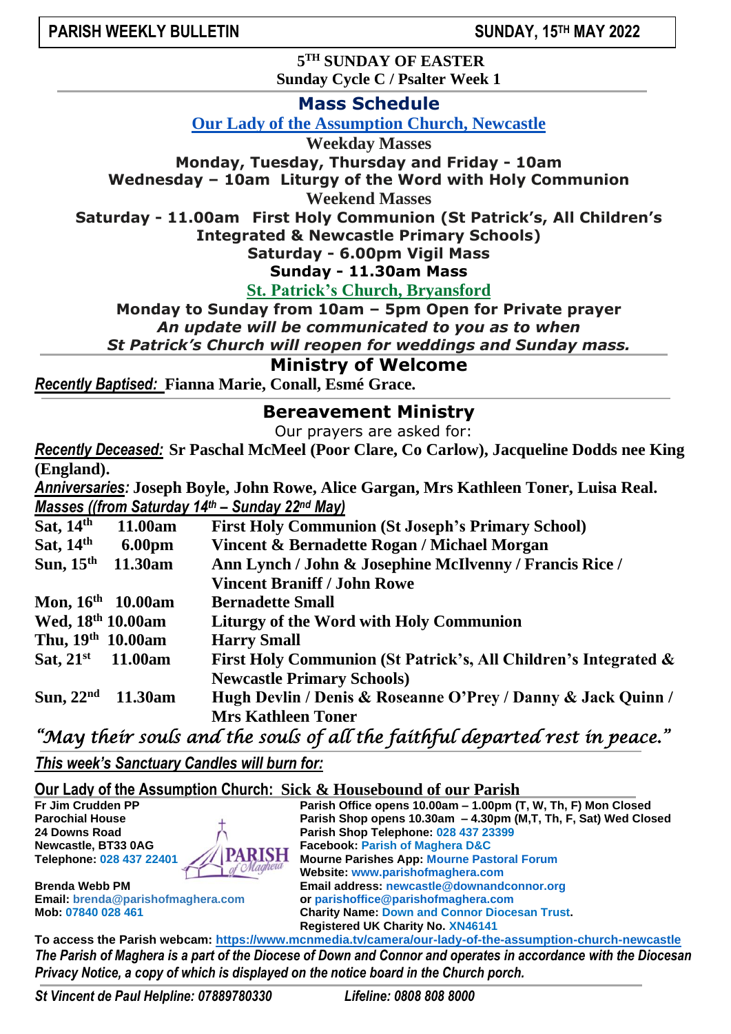**PARISH WEEKLY BULLETIN** **SUNDAY, 15TH MAY 2022**

**5TH SUNDAY OF EASTER**
**Sunday Cycle C / Psalter Week 1**

## Mass Schedule

### Our Lady of the Assumption Church, Newcastle

**Weekday Masses**
**Monday, Tuesday, Thursday and Friday - 10am**
**Wednesday – 10am Liturgy of the Word with Holy Communion**

**Weekend Masses**
**Saturday - 11.00am First Holy Communion (St Patrick's, All Children's Integrated & Newcastle Primary Schools)**
**Saturday - 6.00pm Vigil Mass**
**Sunday - 11.30am Mass**

### St. Patrick's Church, Bryansford

**Monday to Sunday from 10am – 5pm Open for Private prayer**
***An update will be communicated to you as to when St Patrick's Church will reopen for weddings and Sunday mass.***

## Ministry of Welcome

***Recently Baptised:*** **Fianna Marie, Conall, Esmé Grace.**

## Bereavement Ministry

Our prayers are asked for:

***Recently Deceased:*** **Sr Paschal McMeel (Poor Clare, Co Carlow), Jacqueline Dodds nee King (England).**

***Anniversaries:*** **Joseph Boyle, John Rowe, Alice Gargan, Mrs Kathleen Toner, Luisa Real.**

***Masses ((from Saturday 14th – Sunday 22nd May)***

| | | |
|---|---|---|
| **Sat, 14th** | **11.00am** | **First Holy Communion (St Joseph's Primary School)** |
| **Sat, 14th** | **6.00pm** | **Vincent & Bernadette Rogan / Michael Morgan** |
| **Sun, 15th** | **11.30am** | **Ann Lynch / John & Josephine McIlvenny / Francis Rice / Vincent Braniff / John Rowe** |
| **Mon, 16th** | **10.00am** | **Bernadette Small** |
| **Wed, 18th** | **10.00am** | **Liturgy of the Word with Holy Communion** |
| **Thu, 19th** | **10.00am** | **Harry Small** |
| **Sat, 21st** | **11.00am** | **First Holy Communion (St Patrick's, All Children's Integrated & Newcastle Primary Schools)** |
| **Sun, 22nd** | **11.30am** | **Hugh Devlin / Denis & Roseanne O'Prey / Danny & Jack Quinn / Mrs Kathleen Toner** |

*"May their souls and the souls of all the faithful departed rest in peace."*

***This week's Sanctuary Candles will burn for:***

**Our Lady of the Assumption Church: Sick & Housebound of our Parish**

**Fr Jim Crudden PP**
**Parochial House**
**24 Downs Road**
**Newcastle, BT33 0AG**
**Telephone: 028 437 22401**

**Brenda Webb PM**
**Email: brenda@parishofmaghera.com**
**Mob: 07840 028 461**

**Parish Office opens 10.00am – 1.00pm (T, W, Th, F) Mon Closed**
**Parish Shop opens 10.30am – 4.30pm (M,T, Th, F, Sat) Wed Closed**
**Parish Shop Telephone: 028 437 23399**
**Facebook: Parish of Maghera D&C**
**Mourne Parishes App: Mourne Pastoral Forum**
**Website: www.parishofmaghera.com**
**Email address: newcastle@downandconnor.org**
**or parishoffice@parishofmaghera.com**
**Charity Name: Down and Connor Diocesan Trust.**
**Registered UK Charity No. XN46141**

**To access the Parish webcam: https://www.mcnmedia.tv/camera/our-lady-of-the-assumption-church-newcastle**

***The Parish of Maghera is a part of the Diocese of Down and Connor and operates in accordance with the Diocesan Privacy Notice, a copy of which is displayed on the notice board in the Church porch.***

***St Vincent de Paul Helpline: 07889780330*** ***Lifeline: 0808 808 8000***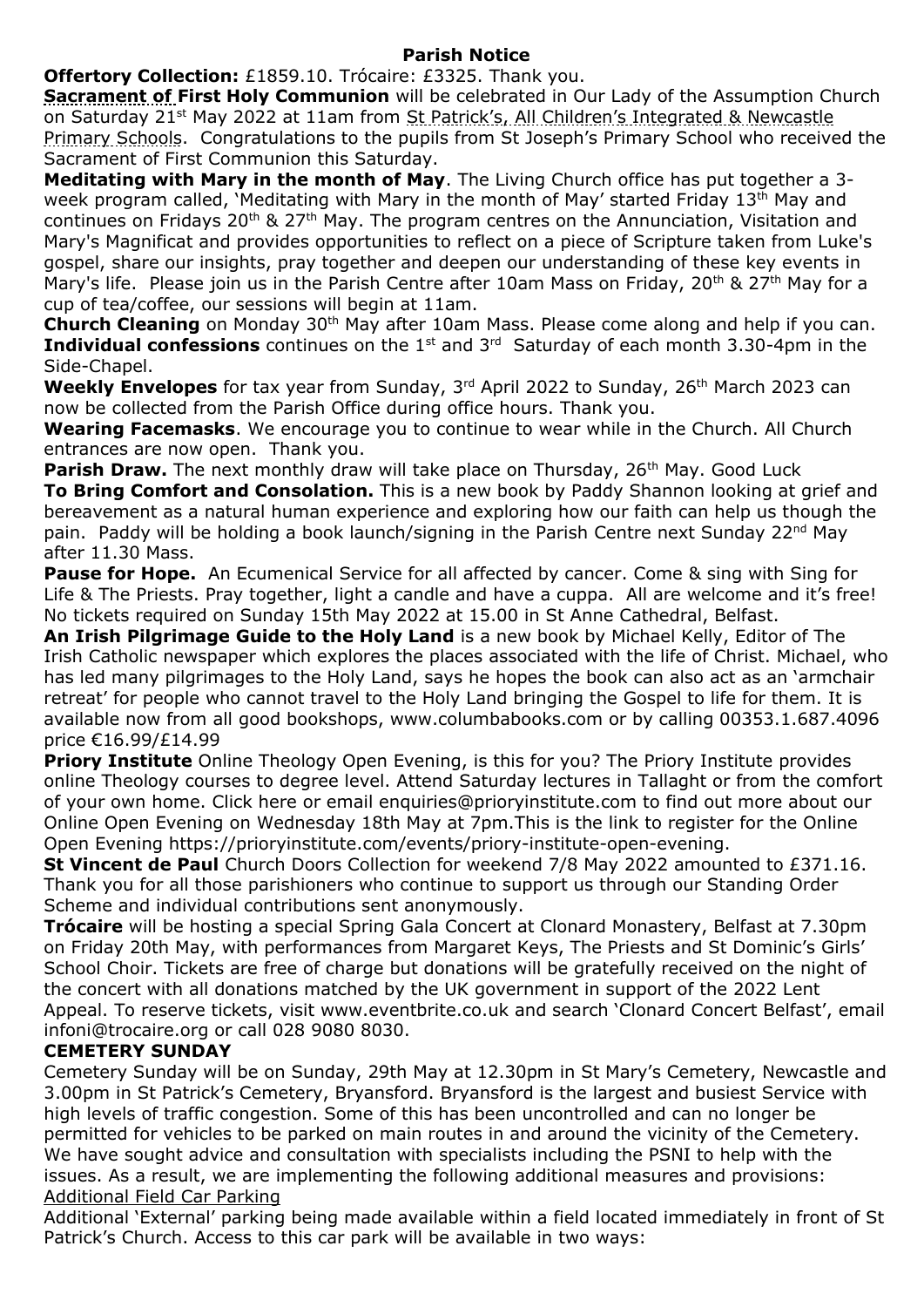## Parish Notice

**Offertory Collection:** £1859.10. Trócaire: £3325. Thank you.

**Sacrament of First Holy Communion** will be celebrated in Our Lady of the Assumption Church on Saturday 21st May 2022 at 11am from St Patrick's, All Children's Integrated & Newcastle Primary Schools. Congratulations to the pupils from St Joseph's Primary School who received the Sacrament of First Communion this Saturday.

**Meditating with Mary in the month of May**. The Living Church office has put together a 3-week program called, 'Meditating with Mary in the month of May' started Friday 13th May and continues on Fridays 20th & 27th May. The program centres on the Annunciation, Visitation and Mary's Magnificat and provides opportunities to reflect on a piece of Scripture taken from Luke's gospel, share our insights, pray together and deepen our understanding of these key events in Mary's life. Please join us in the Parish Centre after 10am Mass on Friday, 20th & 27th May for a cup of tea/coffee, our sessions will begin at 11am.

**Church Cleaning** on Monday 30th May after 10am Mass. Please come along and help if you can.

**Individual confessions** continues on the 1st and 3rd Saturday of each month 3.30-4pm in the Side-Chapel.

**Weekly Envelopes** for tax year from Sunday, 3rd April 2022 to Sunday, 26th March 2023 can now be collected from the Parish Office during office hours. Thank you.

**Wearing Facemasks**. We encourage you to continue to wear while in the Church. All Church entrances are now open. Thank you.

**Parish Draw.** The next monthly draw will take place on Thursday, 26th May. Good Luck

**To Bring Comfort and Consolation.** This is a new book by Paddy Shannon looking at grief and bereavement as a natural human experience and exploring how our faith can help us though the pain. Paddy will be holding a book launch/signing in the Parish Centre next Sunday 22nd May after 11.30 Mass.

**Pause for Hope.** An Ecumenical Service for all affected by cancer. Come & sing with Sing for Life & The Priests. Pray together, light a candle and have a cuppa. All are welcome and it's free! No tickets required on Sunday 15th May 2022 at 15.00 in St Anne Cathedral, Belfast.

**An Irish Pilgrimage Guide to the Holy Land** is a new book by Michael Kelly, Editor of The Irish Catholic newspaper which explores the places associated with the life of Christ. Michael, who has led many pilgrimages to the Holy Land, says he hopes the book can also act as an 'armchair retreat' for people who cannot travel to the Holy Land bringing the Gospel to life for them. It is available now from all good bookshops, www.columbabooks.com or by calling 00353.1.687.4096 price €16.99/£14.99

**Priory Institute** Online Theology Open Evening, is this for you? The Priory Institute provides online Theology courses to degree level. Attend Saturday lectures in Tallaght or from the comfort of your own home. Click here or email enquiries@prioryinstitute.com to find out more about our Online Open Evening on Wednesday 18th May at 7pm.This is the link to register for the Online Open Evening https://prioryinstitute.com/events/priory-institute-open-evening.

**St Vincent de Paul** Church Doors Collection for weekend 7/8 May 2022 amounted to £371.16. Thank you for all those parishioners who continue to support us through our Standing Order Scheme and individual contributions sent anonymously.

**Trócaire** will be hosting a special Spring Gala Concert at Clonard Monastery, Belfast at 7.30pm on Friday 20th May, with performances from Margaret Keys, The Priests and St Dominic's Girls' School Choir. Tickets are free of charge but donations will be gratefully received on the night of the concert with all donations matched by the UK government in support of the 2022 Lent Appeal. To reserve tickets, visit www.eventbrite.co.uk and search 'Clonard Concert Belfast', email infoni@trocaire.org or call 028 9080 8030.

### CEMETERY SUNDAY

Cemetery Sunday will be on Sunday, 29th May at 12.30pm in St Mary's Cemetery, Newcastle and 3.00pm in St Patrick's Cemetery, Bryansford. Bryansford is the largest and busiest Service with high levels of traffic congestion. Some of this has been uncontrolled and can no longer be permitted for vehicles to be parked on main routes in and around the vicinity of the Cemetery. We have sought advice and consultation with specialists including the PSNI to help with the issues. As a result, we are implementing the following additional measures and provisions:

Additional Field Car Parking

Additional 'External' parking being made available within a field located immediately in front of St Patrick's Church. Access to this car park will be available in two ways: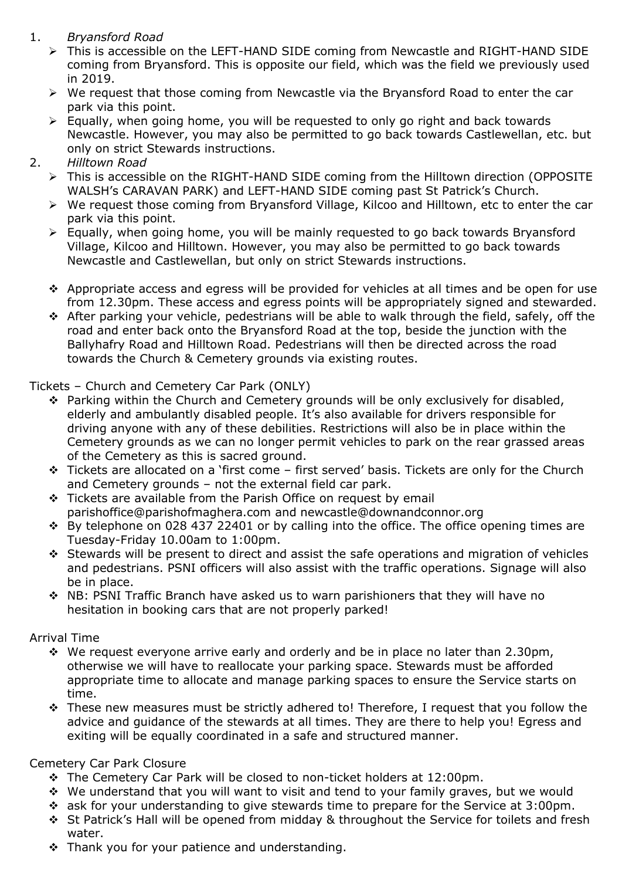1. *Bryansford Road*
   - This is accessible on the LEFT-HAND SIDE coming from Newcastle and RIGHT-HAND SIDE coming from Bryansford. This is opposite our field, which was the field we previously used in 2019.
   - We request that those coming from Newcastle via the Bryansford Road to enter the car park via this point.
   - Equally, when going home, you will be requested to only go right and back towards Newcastle. However, you may also be permitted to go back towards Castlewellan, etc. but only on strict Stewards instructions.
2. *Hilltown Road*
   - This is accessible on the RIGHT-HAND SIDE coming from the Hilltown direction (OPPOSITE WALSH's CARAVAN PARK) and LEFT-HAND SIDE coming past St Patrick's Church.
   - We request those coming from Bryansford Village, Kilcoo and Hilltown, etc to enter the car park via this point.
   - Equally, when going home, you will be mainly requested to go back towards Bryansford Village, Kilcoo and Hilltown. However, you may also be permitted to go back towards Newcastle and Castlewellan, but only on strict Stewards instructions.

- Appropriate access and egress will be provided for vehicles at all times and be open for use from 12.30pm. These access and egress points will be appropriately signed and stewarded.
- After parking your vehicle, pedestrians will be able to walk through the field, safely, off the road and enter back onto the Bryansford Road at the top, beside the junction with the Ballyhafry Road and Hilltown Road. Pedestrians will then be directed across the road towards the Church & Cemetery grounds via existing routes.

Tickets – Church and Cemetery Car Park (ONLY)

- Parking within the Church and Cemetery grounds will be only exclusively for disabled, elderly and ambulantly disabled people. It's also available for drivers responsible for driving anyone with any of these debilities. Restrictions will also be in place within the Cemetery grounds as we can no longer permit vehicles to park on the rear grassed areas of the Cemetery as this is sacred ground.
- Tickets are allocated on a 'first come – first served' basis. Tickets are only for the Church and Cemetery grounds – not the external field car park.
- Tickets are available from the Parish Office on request by email parishoffice@parishofmaghera.com and newcastle@downandconnor.org
- By telephone on 028 437 22401 or by calling into the office. The office opening times are Tuesday-Friday 10.00am to 1:00pm.
- Stewards will be present to direct and assist the safe operations and migration of vehicles and pedestrians. PSNI officers will also assist with the traffic operations. Signage will also be in place.
- NB: PSNI Traffic Branch have asked us to warn parishioners that they will have no hesitation in booking cars that are not properly parked!

Arrival Time

- We request everyone arrive early and orderly and be in place no later than 2.30pm, otherwise we will have to reallocate your parking space. Stewards must be afforded appropriate time to allocate and manage parking spaces to ensure the Service starts on time.
- These new measures must be strictly adhered to! Therefore, I request that you follow the advice and guidance of the stewards at all times. They are there to help you! Egress and exiting will be equally coordinated in a safe and structured manner.

Cemetery Car Park Closure

- The Cemetery Car Park will be closed to non-ticket holders at 12:00pm.
- We understand that you will want to visit and tend to your family graves, but we would
- ask for your understanding to give stewards time to prepare for the Service at 3:00pm.
- St Patrick's Hall will be opened from midday & throughout the Service for toilets and fresh water.
- Thank you for your patience and understanding.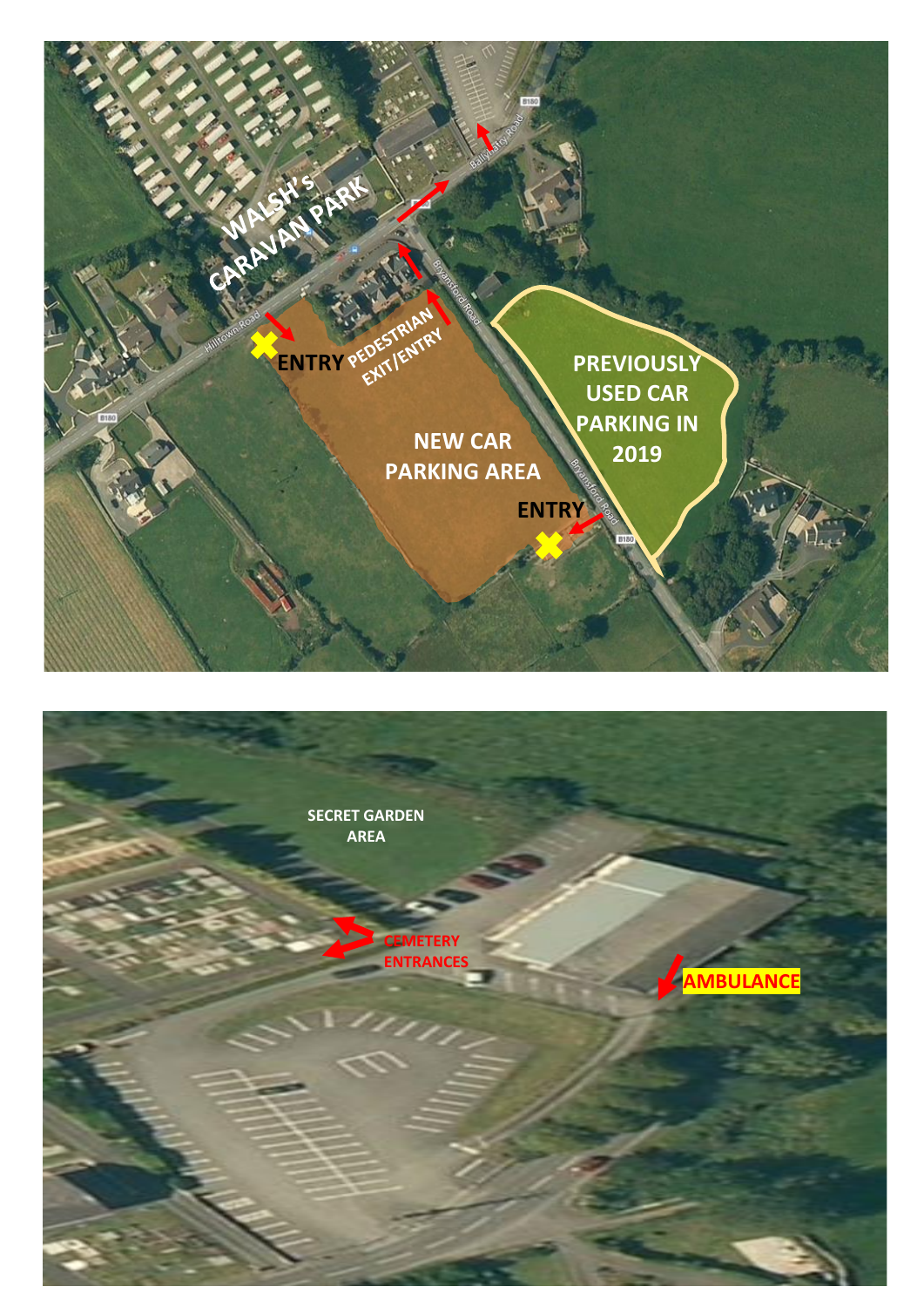WALSH's CARAVAN PARK

ENTRY

PEDESTRIAN EXIT/ENTRY

NEW CAR PARKING AREA

PREVIOUSLY USED CAR PARKING IN 2019

ENTRY

SECRET GARDEN AREA

CEMETERY ENTRANCES

AMBULANCE